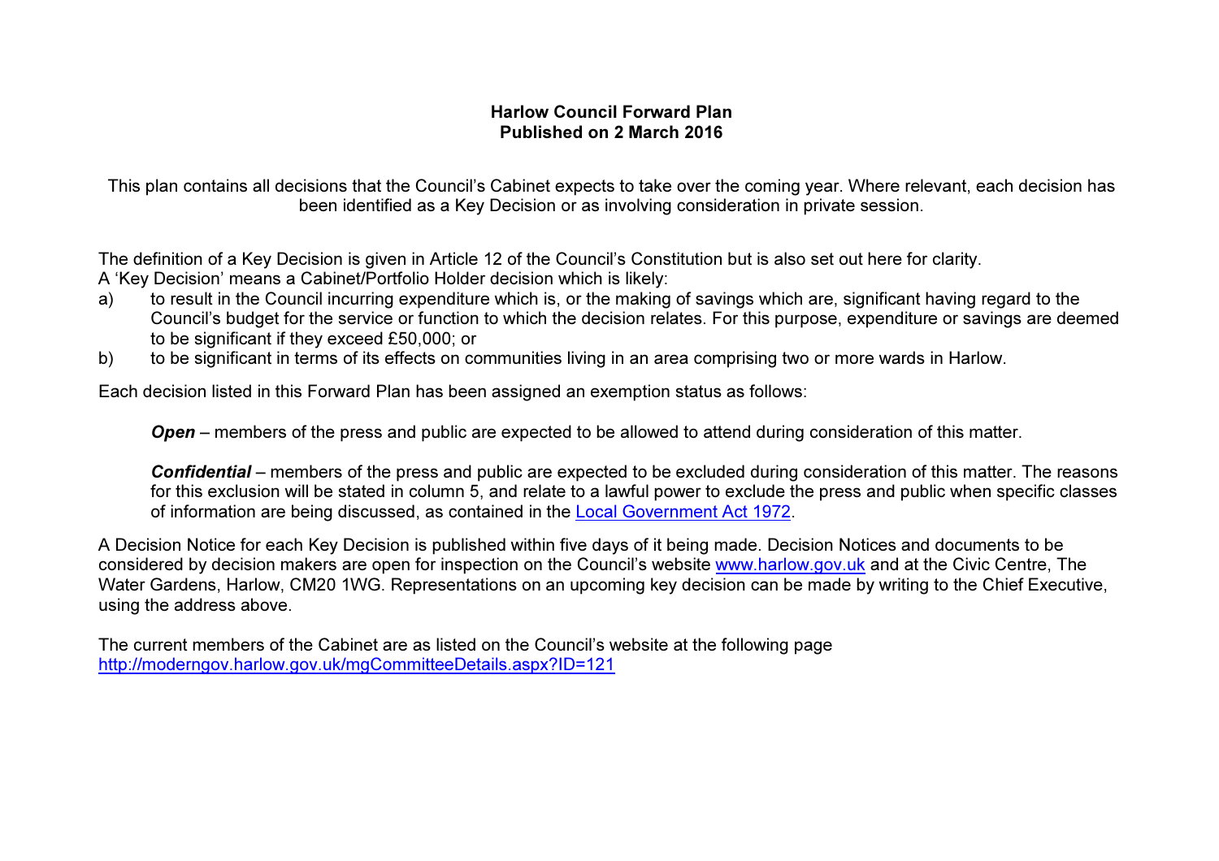# Harlow Council Forward Plan
## Published on 2 March 2016

This plan contains all decisions that the Council's Cabinet expects to take over the coming year. Where relevant, each decision has been identified as a Key Decision or as involving consideration in private session.

The definition of a Key Decision is given in Article 12 of the Council's Constitution but is also set out here for clarity.
A 'Key Decision' means a Cabinet/Portfolio Holder decision which is likely:

a) to result in the Council incurring expenditure which is, or the making of savings which are, significant having regard to the Council's budget for the service or function to which the decision relates. For this purpose, expenditure or savings are deemed to be significant if they exceed £50,000; or
b) to be significant in terms of its effects on communities living in an area comprising two or more wards in Harlow.

Each decision listed in this Forward Plan has been assigned an exemption status as follows:

***Open*** – members of the press and public are expected to be allowed to attend during consideration of this matter.

***Confidential*** – members of the press and public are expected to be excluded during consideration of this matter. The reasons for this exclusion will be stated in column 5, and relate to a lawful power to exclude the press and public when specific classes of information are being discussed, as contained in the Local Government Act 1972.

A Decision Notice for each Key Decision is published within five days of it being made. Decision Notices and documents to be considered by decision makers are open for inspection on the Council's website www.harlow.gov.uk and at the Civic Centre, The Water Gardens, Harlow, CM20 1WG. Representations on an upcoming key decision can be made by writing to the Chief Executive, using the address above.

The current members of the Cabinet are as listed on the Council's website at the following page
http://moderngov.harlow.gov.uk/mgCommitteeDetails.aspx?ID=121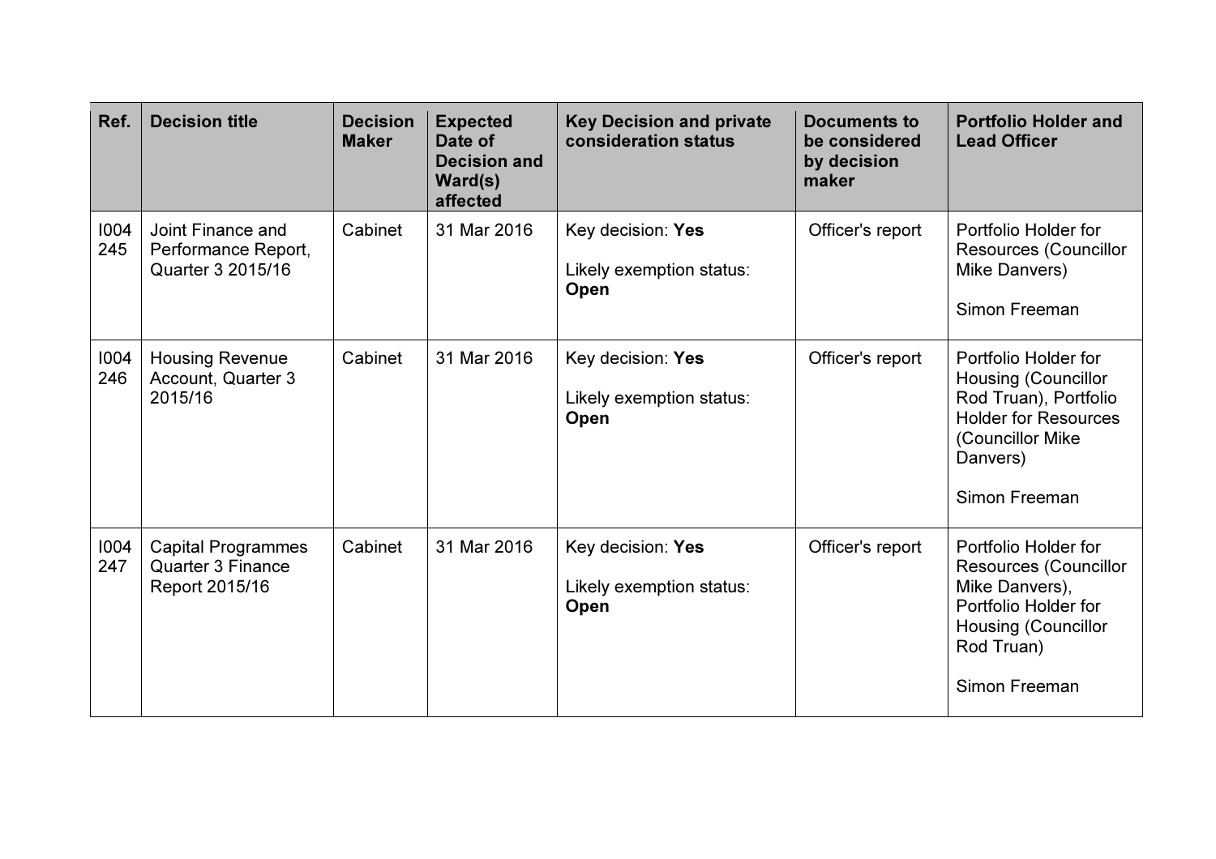| Ref. | Decision title | Decision Maker | Expected Date of Decision and Ward(s) affected | Key Decision and private consideration status | Documents to be considered by decision maker | Portfolio Holder and Lead Officer |
|---|---|---|---|---|---|---|
| I004 245 | Joint Finance and Performance Report, Quarter 3 2015/16 | Cabinet | 31 Mar 2016 | Key decision: **Yes**<br><br>Likely exemption status: **Open** | Officer's report | Portfolio Holder for Resources (Councillor Mike Danvers)<br><br>Simon Freeman |
| I004 246 | Housing Revenue Account, Quarter 3 2015/16 | Cabinet | 31 Mar 2016 | Key decision: **Yes**<br><br>Likely exemption status: **Open** | Officer's report | Portfolio Holder for Housing (Councillor Rod Truan), Portfolio Holder for Resources (Councillor Mike Danvers)<br><br>Simon Freeman |
| I004 247 | Capital Programmes Quarter 3 Finance Report 2015/16 | Cabinet | 31 Mar 2016 | Key decision: **Yes**<br><br>Likely exemption status: **Open** | Officer's report | Portfolio Holder for Resources (Councillor Mike Danvers), Portfolio Holder for Housing (Councillor Rod Truan)<br><br>Simon Freeman |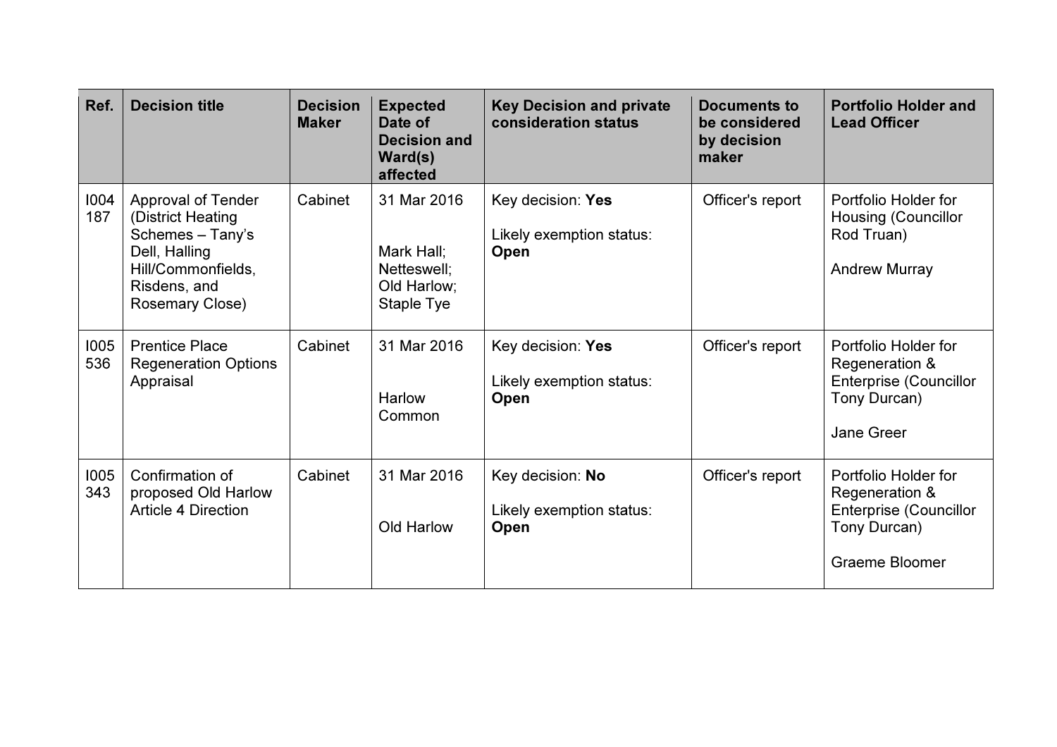| Ref. | Decision title | Decision Maker | Expected Date of Decision and Ward(s) affected | Key Decision and private consideration status | Documents to be considered by decision maker | Portfolio Holder and Lead Officer |
|---|---|---|---|---|---|---|
| I004 187 | Approval of Tender (District Heating Schemes – Tany's Dell, Halling Hill/Commonfields, Risdens, and Rosemary Close) | Cabinet | 31 Mar 2016<br><br>Mark Hall; Netteswell; Old Harlow; Staple Tye | Key decision: **Yes**<br><br>Likely exemption status: **Open** | Officer's report | Portfolio Holder for Housing (Councillor Rod Truan)<br><br>Andrew Murray |
| I005 536 | Prentice Place Regeneration Options Appraisal | Cabinet | 31 Mar 2016<br><br>Harlow Common | Key decision: **Yes**<br><br>Likely exemption status: **Open** | Officer's report | Portfolio Holder for Regeneration & Enterprise (Councillor Tony Durcan)<br><br>Jane Greer |
| I005 343 | Confirmation of proposed Old Harlow Article 4 Direction | Cabinet | 31 Mar 2016<br><br>Old Harlow | Key decision: **No**<br><br>Likely exemption status: **Open** | Officer's report | Portfolio Holder for Regeneration & Enterprise (Councillor Tony Durcan)<br><br>Graeme Bloomer |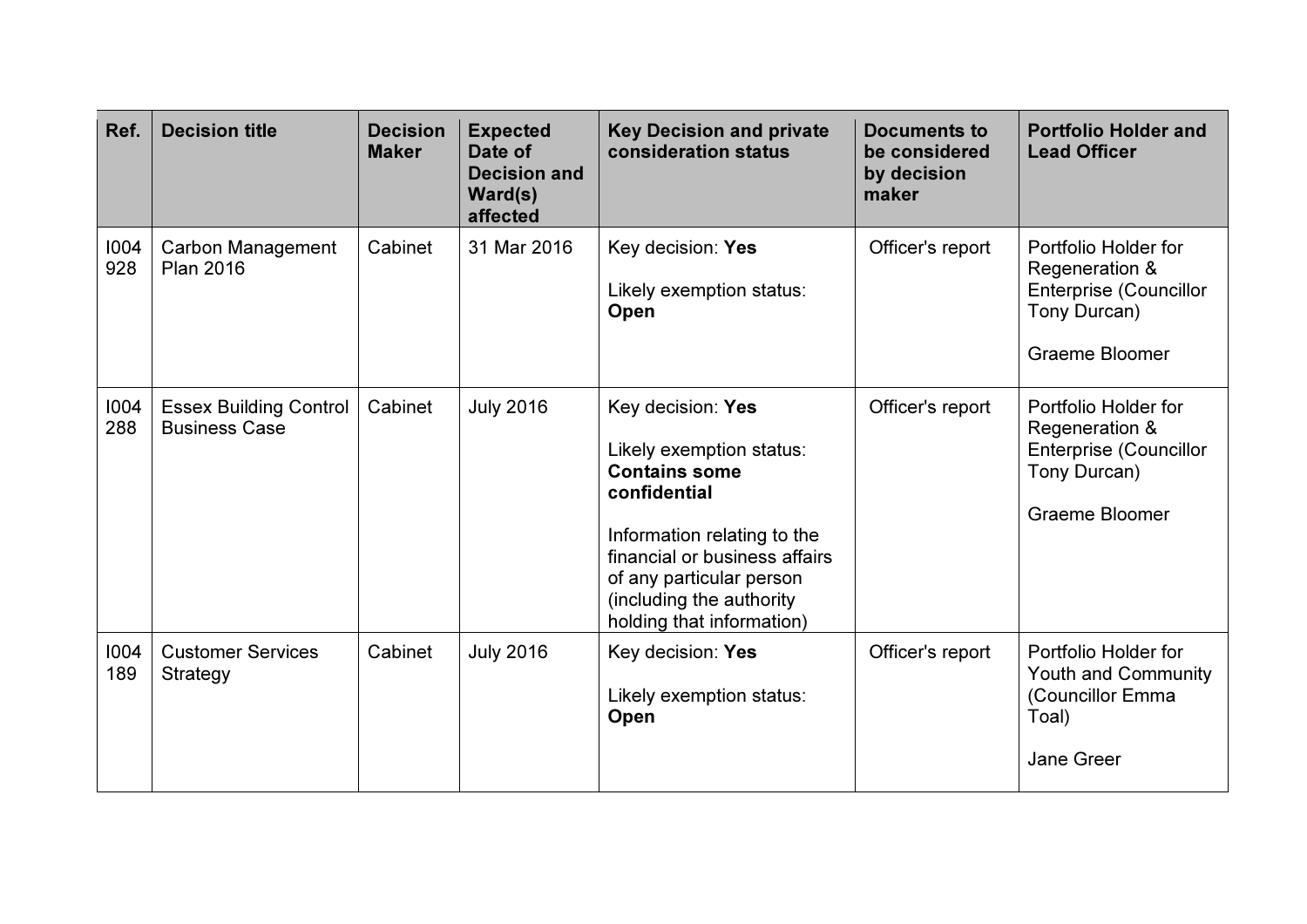| Ref. | Decision title | Decision Maker | Expected Date of Decision and Ward(s) affected | Key Decision and private consideration status | Documents to be considered by decision maker | Portfolio Holder and Lead Officer |
|---|---|---|---|---|---|---|
| I004928 | Carbon Management Plan 2016 | Cabinet | 31 Mar 2016 | Key decision: **Yes**<br><br>Likely exemption status: **Open** | Officer's report | Portfolio Holder for Regeneration & Enterprise (Councillor Tony Durcan)<br><br>Graeme Bloomer |
| I004288 | Essex Building Control Business Case | Cabinet | July 2016 | Key decision: **Yes**<br><br>Likely exemption status: **Contains some confidential**<br><br>Information relating to the financial or business affairs of any particular person (including the authority holding that information) | Officer's report | Portfolio Holder for Regeneration & Enterprise (Councillor Tony Durcan)<br><br>Graeme Bloomer |
| I004189 | Customer Services Strategy | Cabinet | July 2016 | Key decision: **Yes**<br><br>Likely exemption status: **Open** | Officer's report | Portfolio Holder for Youth and Community (Councillor Emma Toal)<br><br>Jane Greer |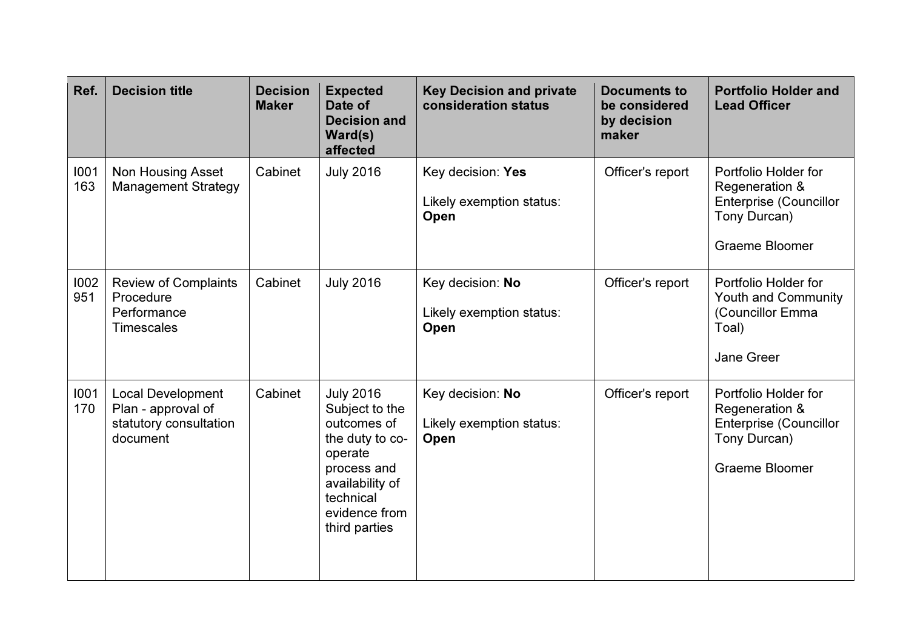| Ref. | Decision title | Decision Maker | Expected Date of Decision and Ward(s) affected | Key Decision and private consideration status | Documents to be considered by decision maker | Portfolio Holder and Lead Officer |
|---|---|---|---|---|---|---|
| I001 163 | Non Housing Asset Management Strategy | Cabinet | July 2016 | Key decision: **Yes**<br><br>Likely exemption status: **Open** | Officer's report | Portfolio Holder for Regeneration & Enterprise (Councillor Tony Durcan)<br><br>Graeme Bloomer |
| I002 951 | Review of Complaints Procedure Performance Timescales | Cabinet | July 2016 | Key decision: **No**<br><br>Likely exemption status: **Open** | Officer's report | Portfolio Holder for Youth and Community (Councillor Emma Toal)<br><br>Jane Greer |
| I001 170 | Local Development Plan - approval of statutory consultation document | Cabinet | July 2016 Subject to the outcomes of the duty to co-operate process and availability of technical evidence from third parties | Key decision: **No**<br><br>Likely exemption status: **Open** | Officer's report | Portfolio Holder for Regeneration & Enterprise (Councillor Tony Durcan)<br><br>Graeme Bloomer |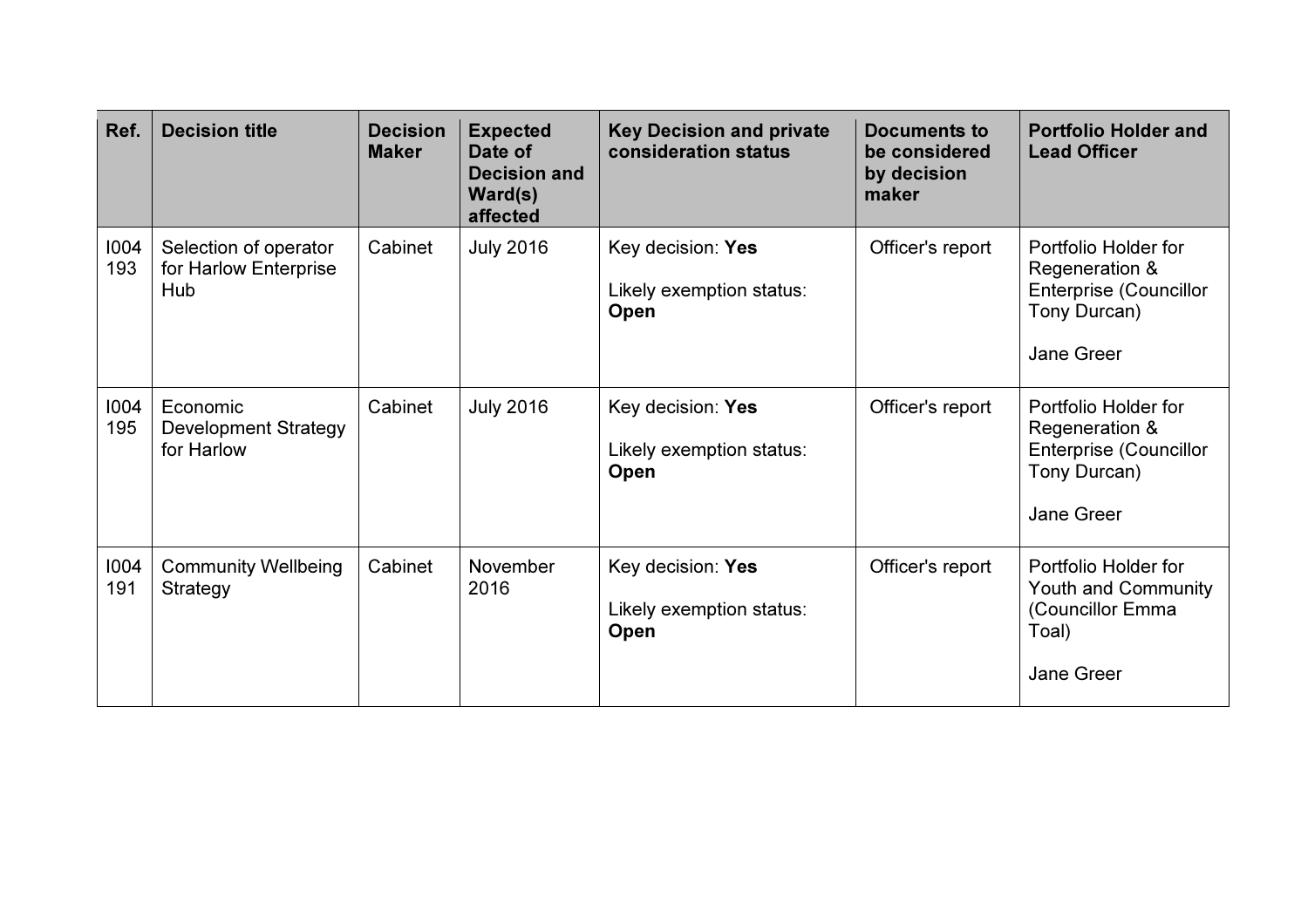| Ref. | Decision title | Decision Maker | Expected Date of Decision and Ward(s) affected | Key Decision and private consideration status | Documents to be considered by decision maker | Portfolio Holder and Lead Officer |
|---|---|---|---|---|---|---|
| I004 193 | Selection of operator for Harlow Enterprise Hub | Cabinet | July 2016 | Key decision: **Yes**<br><br>Likely exemption status: **Open** | Officer's report | Portfolio Holder for Regeneration & Enterprise (Councillor Tony Durcan)<br><br>Jane Greer |
| I004 195 | Economic Development Strategy for Harlow | Cabinet | July 2016 | Key decision: **Yes**<br><br>Likely exemption status: **Open** | Officer's report | Portfolio Holder for Regeneration & Enterprise (Councillor Tony Durcan)<br><br>Jane Greer |
| I004 191 | Community Wellbeing Strategy | Cabinet | November 2016 | Key decision: **Yes**<br><br>Likely exemption status: **Open** | Officer's report | Portfolio Holder for Youth and Community (Councillor Emma Toal)<br><br>Jane Greer |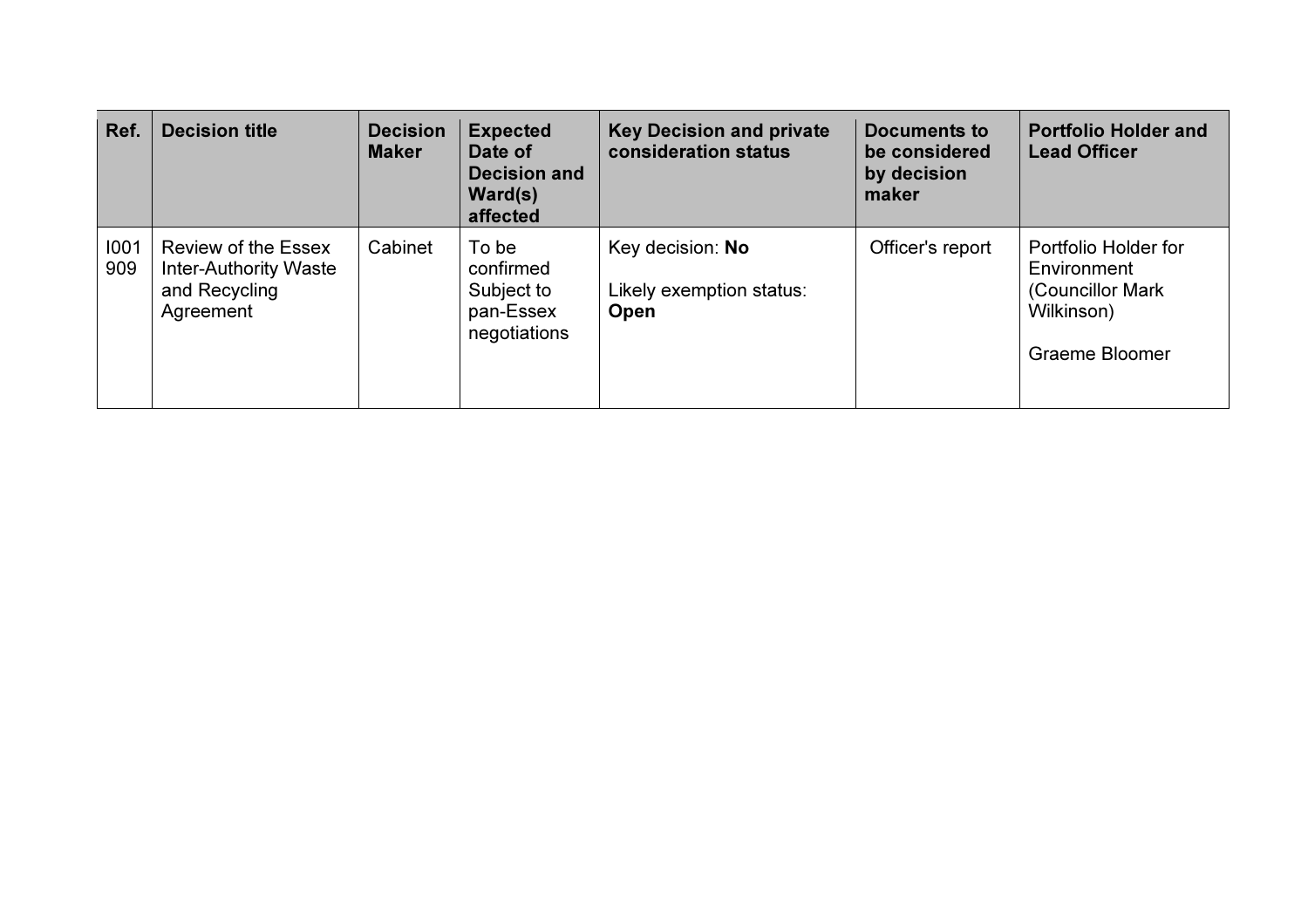| Ref. | Decision title | Decision Maker | Expected Date of Decision and Ward(s) affected | Key Decision and private consideration status | Documents to be considered by decision maker | Portfolio Holder and Lead Officer |
|---|---|---|---|---|---|---|
| I001909 | Review of the Essex Inter-Authority Waste and Recycling Agreement | Cabinet | To be confirmed Subject to pan-Essex negotiations | Key decision: **No**<br><br>Likely exemption status: **Open** | Officer's report | Portfolio Holder for Environment (Councillor Mark Wilkinson)<br><br>Graeme Bloomer |